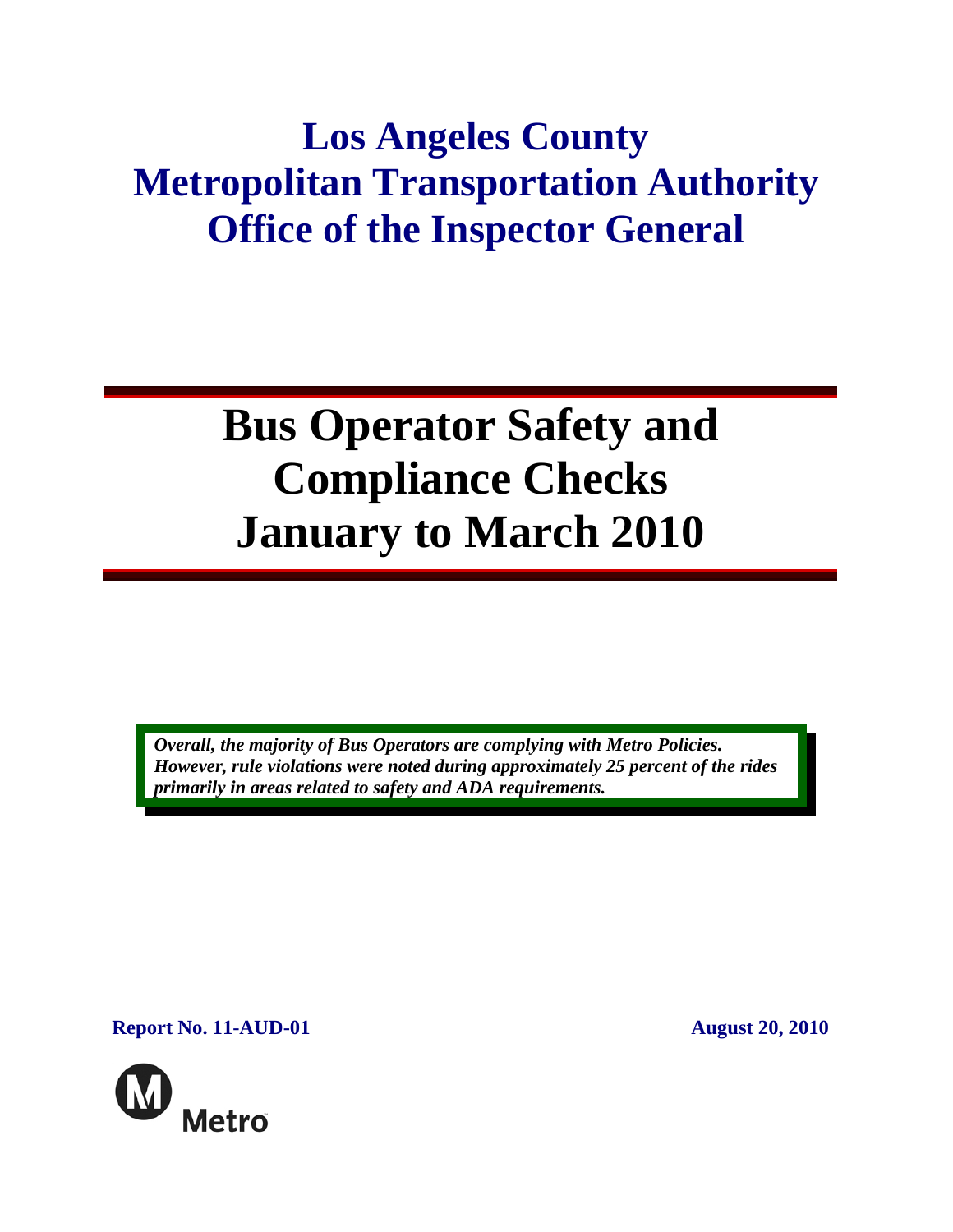# Los Angeles County Metropolitan Transportation Authority Office of the Inspector General

# Bus Operator Safety and Compliance Checks January to March 2010

***Overall, the majority of Bus Operators are complying with Metro Policies. However, rule violations were noted during approximately 25 percent of the rides primarily in areas related to safety and ADA requirements.***

**Report No. 11-AUD-01**

**August 20, 2010**

Metro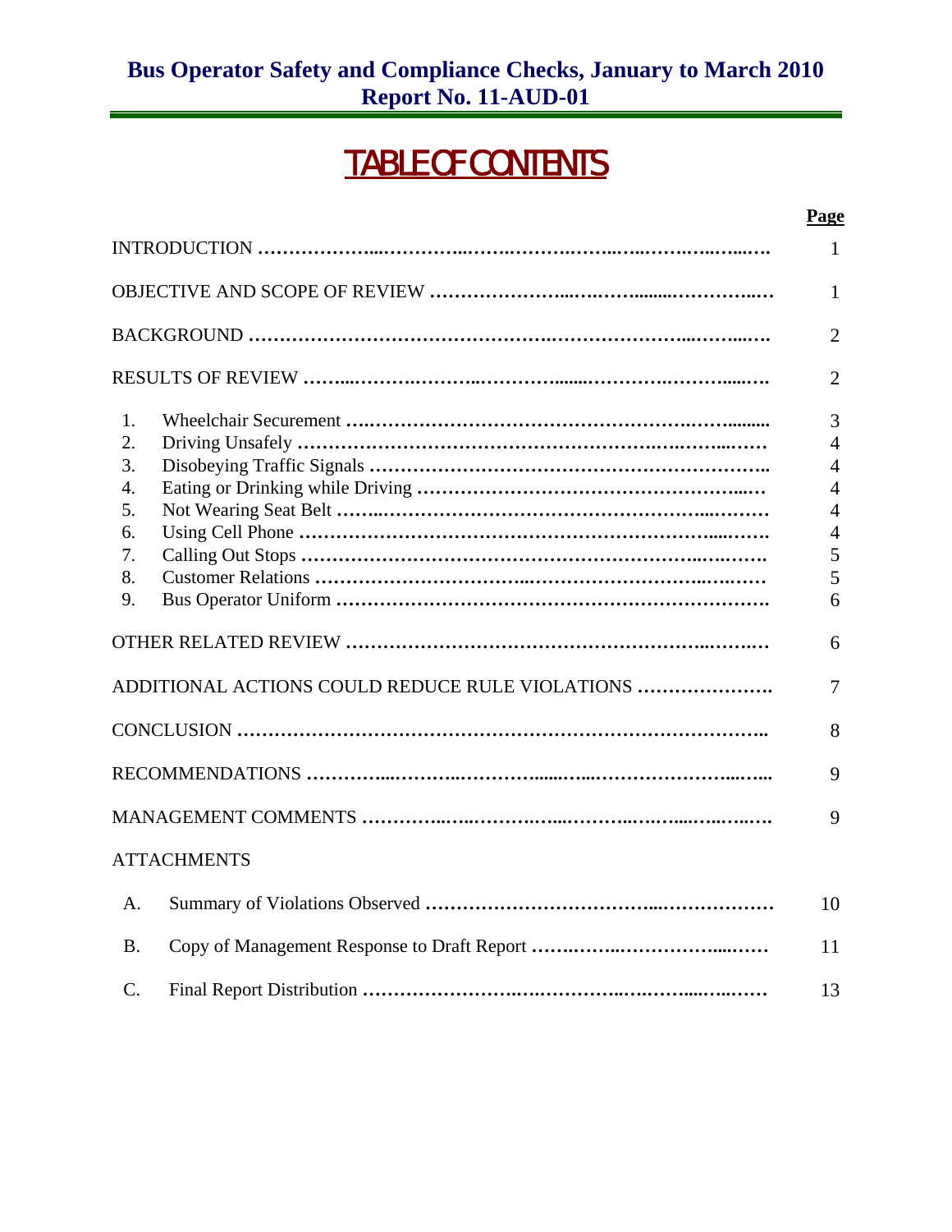**Bus Operator Safety and Compliance Checks, January to March 2010**
**Report No. 11-AUD-01**

# TABLE OF CONTENTS

| | Page |
|---|---|
| INTRODUCTION | 1 |
| OBJECTIVE AND SCOPE OF REVIEW | 1 |
| BACKGROUND | 2 |
| RESULTS OF REVIEW | 2 |
| 1. Wheelchair Securement | 3 |
| 2. Driving Unsafely | 4 |
| 3. Disobeying Traffic Signals | 4 |
| 4. Eating or Drinking while Driving | 4 |
| 5. Not Wearing Seat Belt | 4 |
| 6. Using Cell Phone | 4 |
| 7. Calling Out Stops | 5 |
| 8. Customer Relations | 5 |
| 9. Bus Operator Uniform | 6 |
| OTHER RELATED REVIEW | 6 |
| ADDITIONAL ACTIONS COULD REDUCE RULE VIOLATIONS | 7 |
| CONCLUSION | 8 |
| RECOMMENDATIONS | 9 |
| MANAGEMENT COMMENTS | 9 |
| ATTACHMENTS | |
| A. Summary of Violations Observed | 10 |
| B. Copy of Management Response to Draft Report | 11 |
| C. Final Report Distribution | 13 |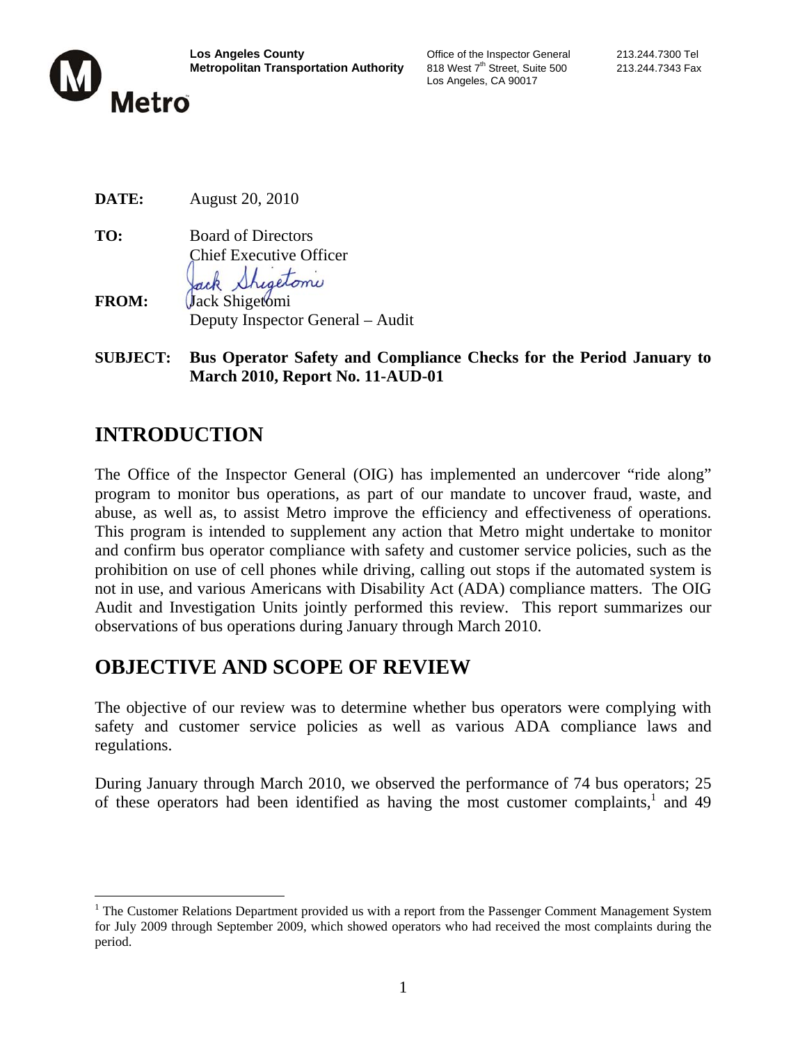**Los Angeles County**
**Metropolitan Transportation Authority**

Office of the Inspector General
818 West 7th Street, Suite 500
Los Angeles, CA 90017

213.244.7300 Tel
213.244.7343 Fax

**DATE:** August 20, 2010

**TO:** Board of Directors
Chief Executive Officer

**FROM:** Jack Shigetomi
Deputy Inspector General – Audit

**SUBJECT: Bus Operator Safety and Compliance Checks for the Period January to March 2010, Report No. 11-AUD-01**

# INTRODUCTION

The Office of the Inspector General (OIG) has implemented an undercover "ride along" program to monitor bus operations, as part of our mandate to uncover fraud, waste, and abuse, as well as, to assist Metro improve the efficiency and effectiveness of operations. This program is intended to supplement any action that Metro might undertake to monitor and confirm bus operator compliance with safety and customer service policies, such as the prohibition on use of cell phones while driving, calling out stops if the automated system is not in use, and various Americans with Disability Act (ADA) compliance matters. The OIG Audit and Investigation Units jointly performed this review. This report summarizes our observations of bus operations during January through March 2010.

# OBJECTIVE AND SCOPE OF REVIEW

The objective of our review was to determine whether bus operators were complying with safety and customer service policies as well as various ADA compliance laws and regulations.

During January through March 2010, we observed the performance of 74 bus operators; 25 of these operators had been identified as having the most customer complaints,[1] and 49

[1] The Customer Relations Department provided us with a report from the Passenger Comment Management System for July 2009 through September 2009, which showed operators who had received the most complaints during the period.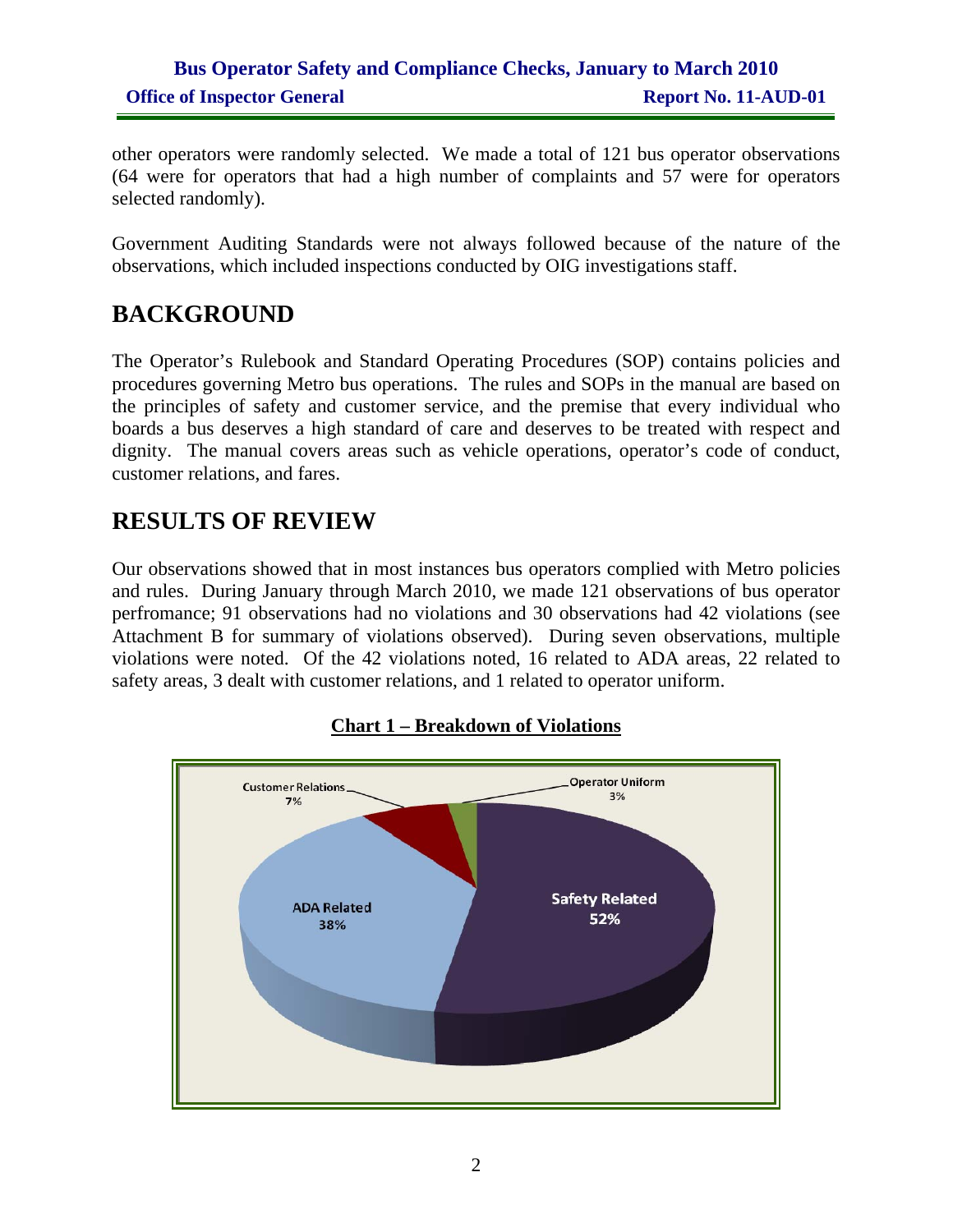other operators were randomly selected. We made a total of 121 bus operator observations (64 were for operators that had a high number of complaints and 57 were for operators selected randomly).

Government Auditing Standards were not always followed because of the nature of the observations, which included inspections conducted by OIG investigations staff.

# BACKGROUND

The Operator's Rulebook and Standard Operating Procedures (SOP) contains policies and procedures governing Metro bus operations. The rules and SOPs in the manual are based on the principles of safety and customer service, and the premise that every individual who boards a bus deserves a high standard of care and deserves to be treated with respect and dignity. The manual covers areas such as vehicle operations, operator's code of conduct, customer relations, and fares.

# RESULTS OF REVIEW

Our observations showed that in most instances bus operators complied with Metro policies and rules. During January through March 2010, we made 121 observations of bus operator perfromance; 91 observations had no violations and 30 observations had 42 violations (see Attachment B for summary of violations observed). During seven observations, multiple violations were noted. Of the 42 violations noted, 16 related to ADA areas, 22 related to safety areas, 3 dealt with customer relations, and 1 related to operator uniform.

**Chart 1 – Breakdown of Violations**

| Category | Percentage |
|---|---|
| Safety Related | 52% |
| ADA Related | 38% |
| Customer Relations | 7% |
| Operator Uniform | 3% |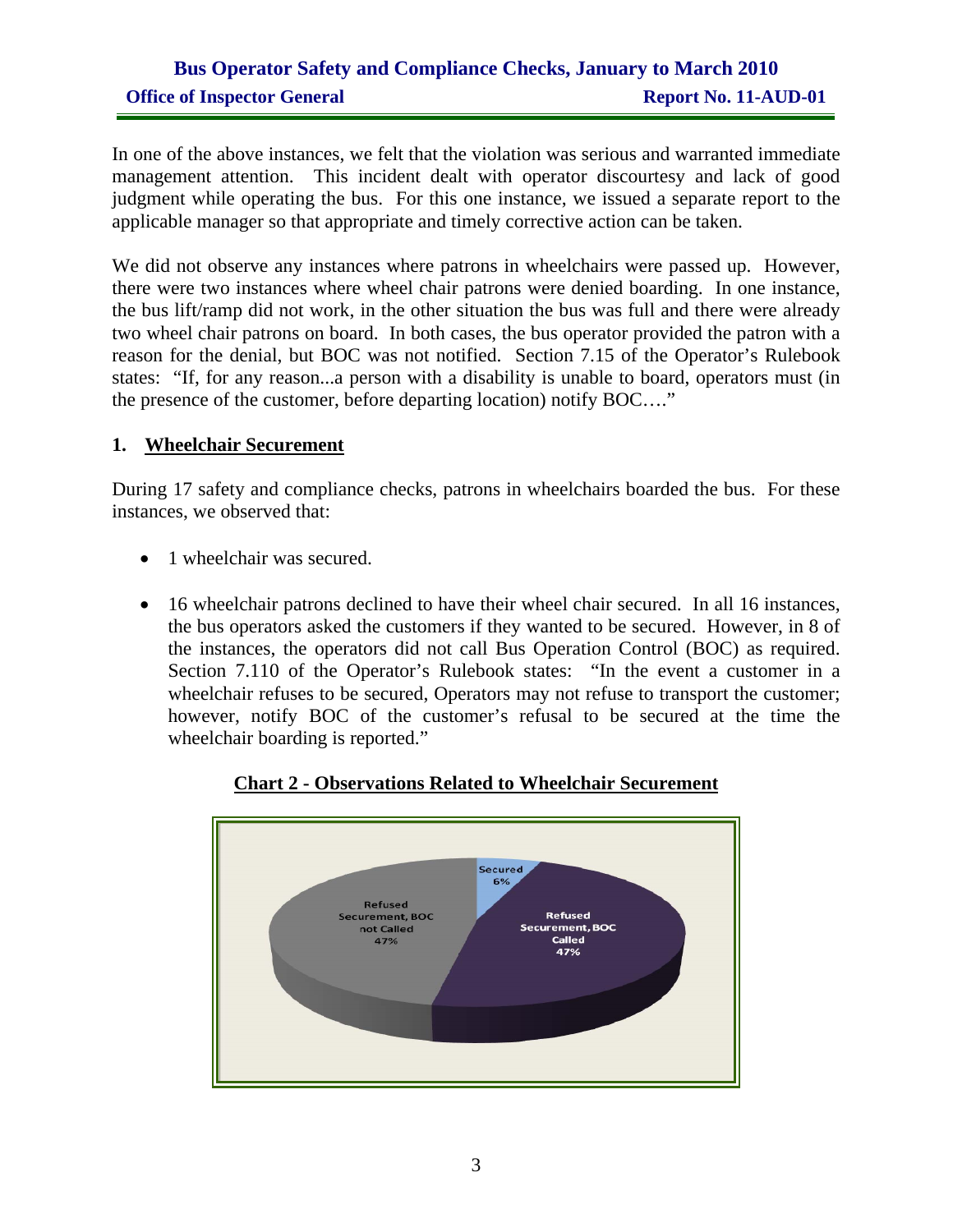In one of the above instances, we felt that the violation was serious and warranted immediate management attention. This incident dealt with operator discourtesy and lack of good judgment while operating the bus. For this one instance, we issued a separate report to the applicable manager so that appropriate and timely corrective action can be taken.

We did not observe any instances where patrons in wheelchairs were passed up. However, there were two instances where wheel chair patrons were denied boarding. In one instance, the bus lift/ramp did not work, in the other situation the bus was full and there were already two wheel chair patrons on board. In both cases, the bus operator provided the patron with a reason for the denial, but BOC was not notified. Section 7.15 of the Operator's Rulebook states: "If, for any reason...a person with a disability is unable to board, operators must (in the presence of the customer, before departing location) notify BOC…."

## 1. Wheelchair Securement

During 17 safety and compliance checks, patrons in wheelchairs boarded the bus. For these instances, we observed that:

- 1 wheelchair was secured.
- 16 wheelchair patrons declined to have their wheel chair secured. In all 16 instances, the bus operators asked the customers if they wanted to be secured. However, in 8 of the instances, the operators did not call Bus Operation Control (BOC) as required. Section 7.110 of the Operator's Rulebook states: "In the event a customer in a wheelchair refuses to be secured, Operators may not refuse to transport the customer; however, notify BOC of the customer's refusal to be secured at the time the wheelchair boarding is reported."

**Chart 2 - Observations Related to Wheelchair Securement**

| Category | Percentage |
|---|---|
| Secured | 6% |
| Refused Securement, BOC Called | 47% |
| Refused Securement, BOC not Called | 47% |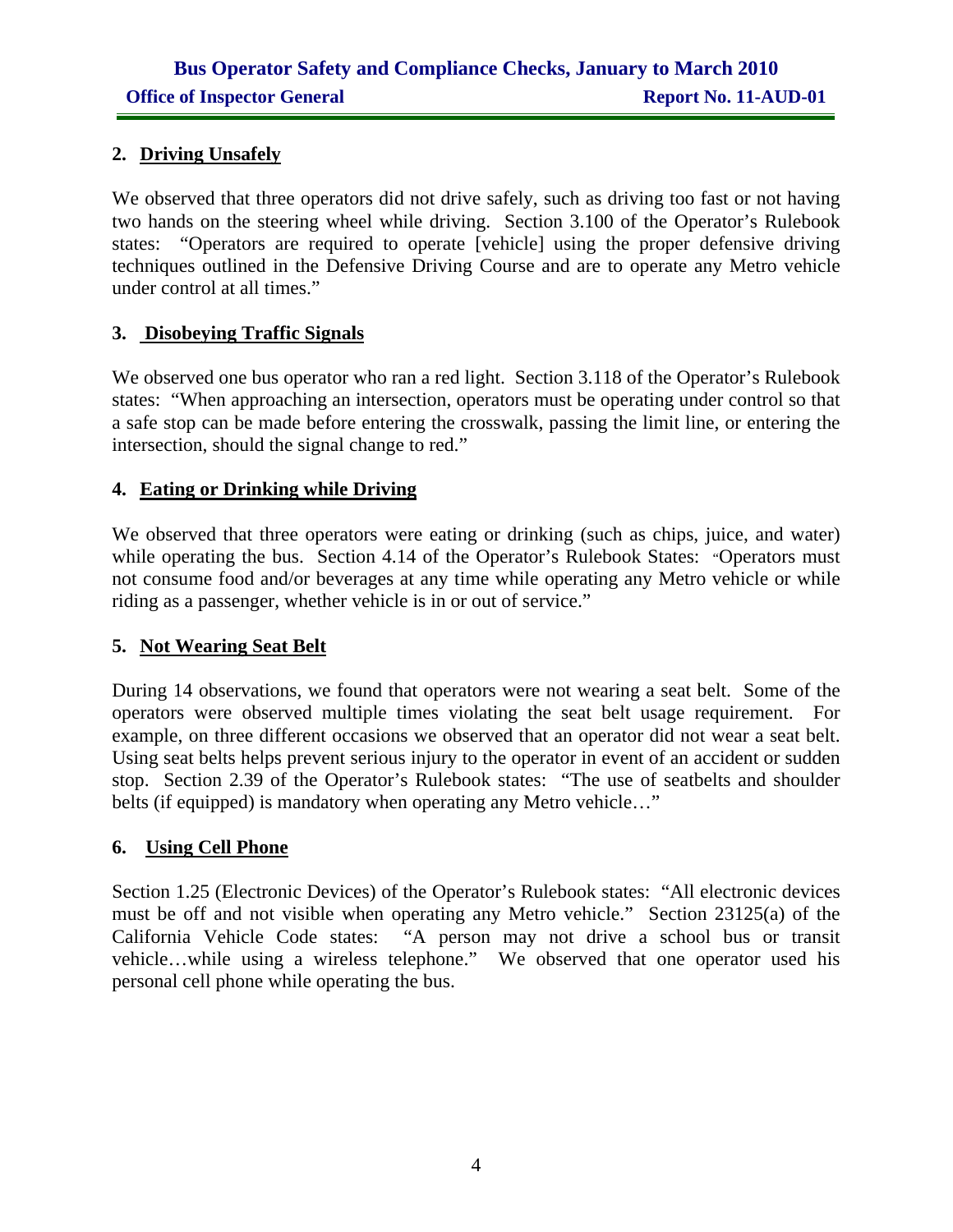### 2. Driving Unsafely

We observed that three operators did not drive safely, such as driving too fast or not having two hands on the steering wheel while driving. Section 3.100 of the Operator's Rulebook states: "Operators are required to operate [vehicle] using the proper defensive driving techniques outlined in the Defensive Driving Course and are to operate any Metro vehicle under control at all times."

### 3. Disobeying Traffic Signals

We observed one bus operator who ran a red light. Section 3.118 of the Operator's Rulebook states: "When approaching an intersection, operators must be operating under control so that a safe stop can be made before entering the crosswalk, passing the limit line, or entering the intersection, should the signal change to red."

### 4. Eating or Drinking while Driving

We observed that three operators were eating or drinking (such as chips, juice, and water) while operating the bus. Section 4.14 of the Operator's Rulebook States: "Operators must not consume food and/or beverages at any time while operating any Metro vehicle or while riding as a passenger, whether vehicle is in or out of service."

### 5. Not Wearing Seat Belt

During 14 observations, we found that operators were not wearing a seat belt. Some of the operators were observed multiple times violating the seat belt usage requirement. For example, on three different occasions we observed that an operator did not wear a seat belt. Using seat belts helps prevent serious injury to the operator in event of an accident or sudden stop. Section 2.39 of the Operator's Rulebook states: "The use of seatbelts and shoulder belts (if equipped) is mandatory when operating any Metro vehicle…"

### 6. Using Cell Phone

Section 1.25 (Electronic Devices) of the Operator's Rulebook states: "All electronic devices must be off and not visible when operating any Metro vehicle." Section 23125(a) of the California Vehicle Code states: "A person may not drive a school bus or transit vehicle…while using a wireless telephone." We observed that one operator used his personal cell phone while operating the bus.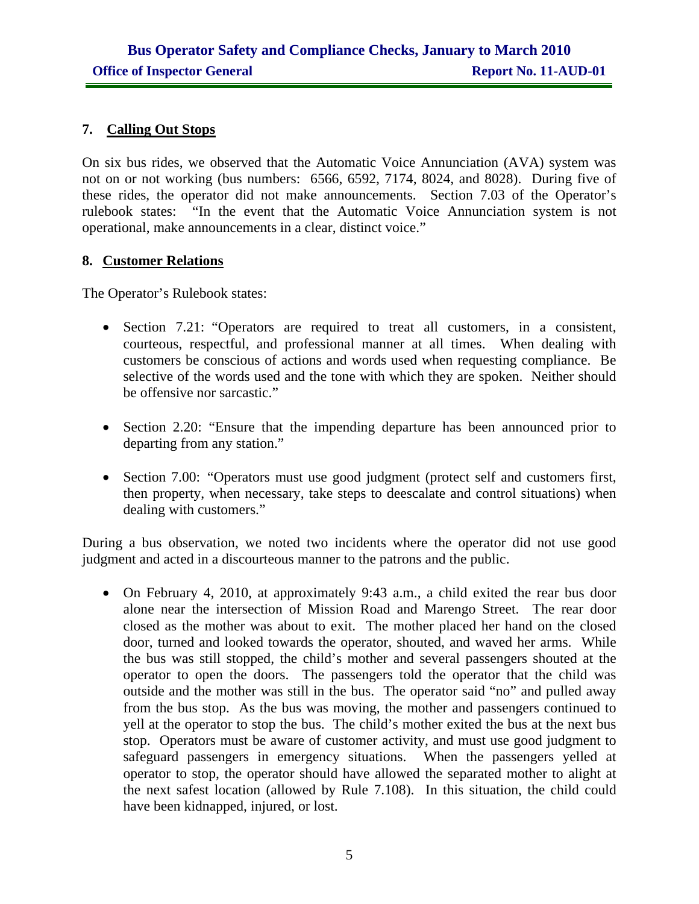## 7. Calling Out Stops

On six bus rides, we observed that the Automatic Voice Annunciation (AVA) system was not on or not working (bus numbers: 6566, 6592, 7174, 8024, and 8028). During five of these rides, the operator did not make announcements. Section 7.03 of the Operator's rulebook states: "In the event that the Automatic Voice Annunciation system is not operational, make announcements in a clear, distinct voice."

## 8. Customer Relations

The Operator's Rulebook states:

- Section 7.21: "Operators are required to treat all customers, in a consistent, courteous, respectful, and professional manner at all times. When dealing with customers be conscious of actions and words used when requesting compliance. Be selective of the words used and the tone with which they are spoken. Neither should be offensive nor sarcastic."

- Section 2.20: "Ensure that the impending departure has been announced prior to departing from any station."

- Section 7.00: "Operators must use good judgment (protect self and customers first, then property, when necessary, take steps to deescalate and control situations) when dealing with customers."

During a bus observation, we noted two incidents where the operator did not use good judgment and acted in a discourteous manner to the patrons and the public.

- On February 4, 2010, at approximately 9:43 a.m., a child exited the rear bus door alone near the intersection of Mission Road and Marengo Street. The rear door closed as the mother was about to exit. The mother placed her hand on the closed door, turned and looked towards the operator, shouted, and waved her arms. While the bus was still stopped, the child's mother and several passengers shouted at the operator to open the doors. The passengers told the operator that the child was outside and the mother was still in the bus. The operator said "no" and pulled away from the bus stop. As the bus was moving, the mother and passengers continued to yell at the operator to stop the bus. The child's mother exited the bus at the next bus stop. Operators must be aware of customer activity, and must use good judgment to safeguard passengers in emergency situations. When the passengers yelled at operator to stop, the operator should have allowed the separated mother to alight at the next safest location (allowed by Rule 7.108). In this situation, the child could have been kidnapped, injured, or lost.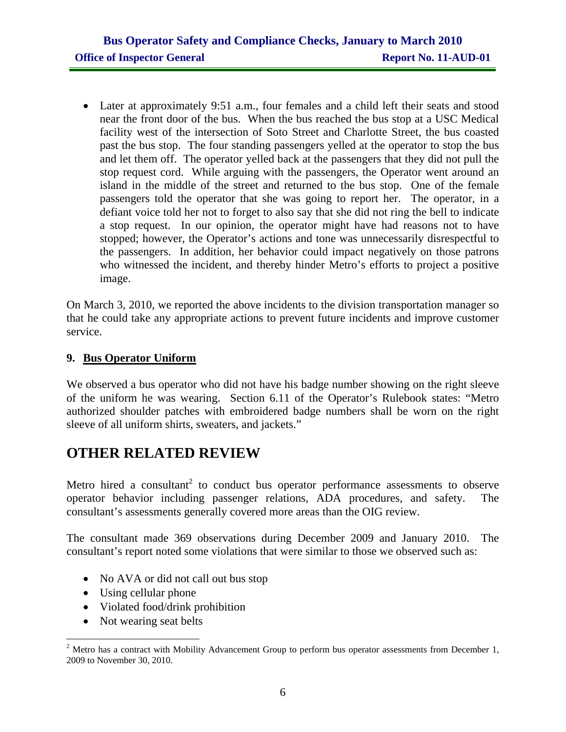- Later at approximately 9:51 a.m., four females and a child left their seats and stood near the front door of the bus. When the bus reached the bus stop at a USC Medical facility west of the intersection of Soto Street and Charlotte Street, the bus coasted past the bus stop. The four standing passengers yelled at the operator to stop the bus and let them off. The operator yelled back at the passengers that they did not pull the stop request cord. While arguing with the passengers, the Operator went around an island in the middle of the street and returned to the bus stop. One of the female passengers told the operator that she was going to report her. The operator, in a defiant voice told her not to forget to also say that she did not ring the bell to indicate a stop request. In our opinion, the operator might have had reasons not to have stopped; however, the Operator's actions and tone was unnecessarily disrespectful to the passengers. In addition, her behavior could impact negatively on those patrons who witnessed the incident, and thereby hinder Metro's efforts to project a positive image.

On March 3, 2010, we reported the above incidents to the division transportation manager so that he could take any appropriate actions to prevent future incidents and improve customer service.

### 9. <u>Bus Operator Uniform</u>

We observed a bus operator who did not have his badge number showing on the right sleeve of the uniform he was wearing. Section 6.11 of the Operator's Rulebook states: "Metro authorized shoulder patches with embroidered badge numbers shall be worn on the right sleeve of all uniform shirts, sweaters, and jackets."

## OTHER RELATED REVIEW

Metro hired a consultant[2] to conduct bus operator performance assessments to observe operator behavior including passenger relations, ADA procedures, and safety. The consultant's assessments generally covered more areas than the OIG review.

The consultant made 369 observations during December 2009 and January 2010. The consultant's report noted some violations that were similar to those we observed such as:

- No AVA or did not call out bus stop
- Using cellular phone
- Violated food/drink prohibition
- Not wearing seat belts

[2] Metro has a contract with Mobility Advancement Group to perform bus operator assessments from December 1, 2009 to November 30, 2010.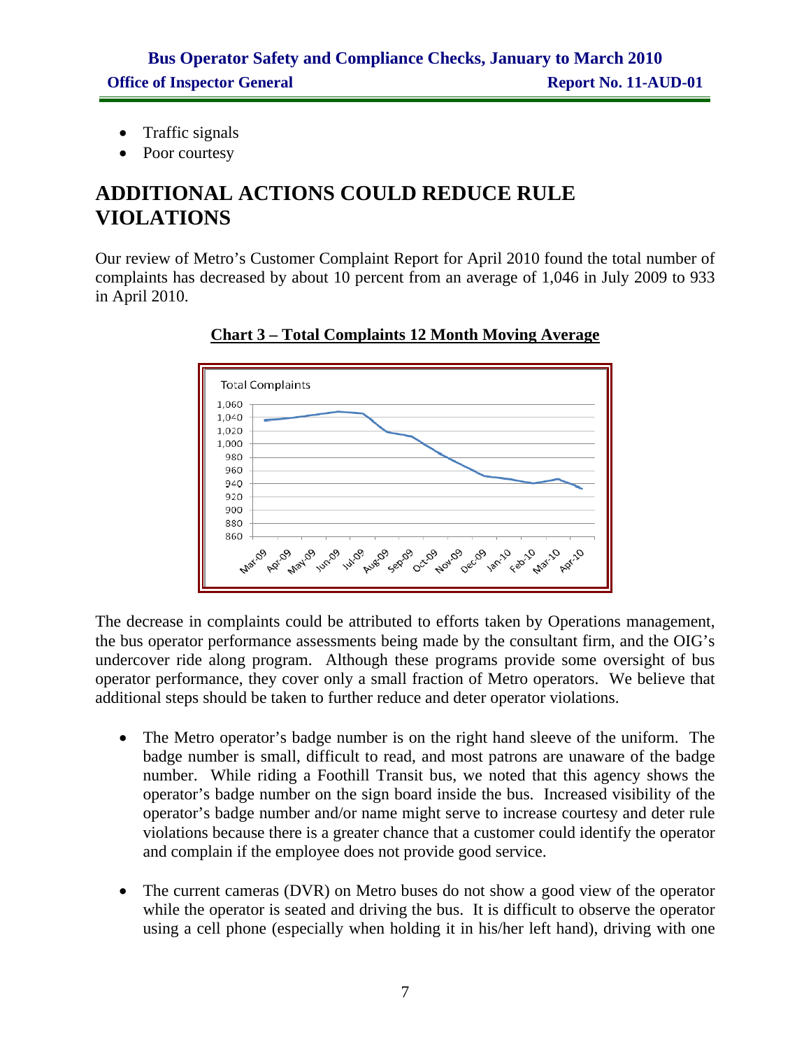- Traffic signals
- Poor courtesy

# ADDITIONAL ACTIONS COULD REDUCE RULE VIOLATIONS

Our review of Metro's Customer Complaint Report for April 2010 found the total number of complaints has decreased by about 10 percent from an average of 1,046 in July 2009 to 933 in April 2010.

**Chart 3 – Total Complaints 12 Month Moving Average**

The decrease in complaints could be attributed to efforts taken by Operations management, the bus operator performance assessments being made by the consultant firm, and the OIG's undercover ride along program. Although these programs provide some oversight of bus operator performance, they cover only a small fraction of Metro operators. We believe that additional steps should be taken to further reduce and deter operator violations.

- The Metro operator's badge number is on the right hand sleeve of the uniform. The badge number is small, difficult to read, and most patrons are unaware of the badge number. While riding a Foothill Transit bus, we noted that this agency shows the operator's badge number on the sign board inside the bus. Increased visibility of the operator's badge number and/or name might serve to increase courtesy and deter rule violations because there is a greater chance that a customer could identify the operator and complain if the employee does not provide good service.

- The current cameras (DVR) on Metro buses do not show a good view of the operator while the operator is seated and driving the bus. It is difficult to observe the operator using a cell phone (especially when holding it in his/her left hand), driving with one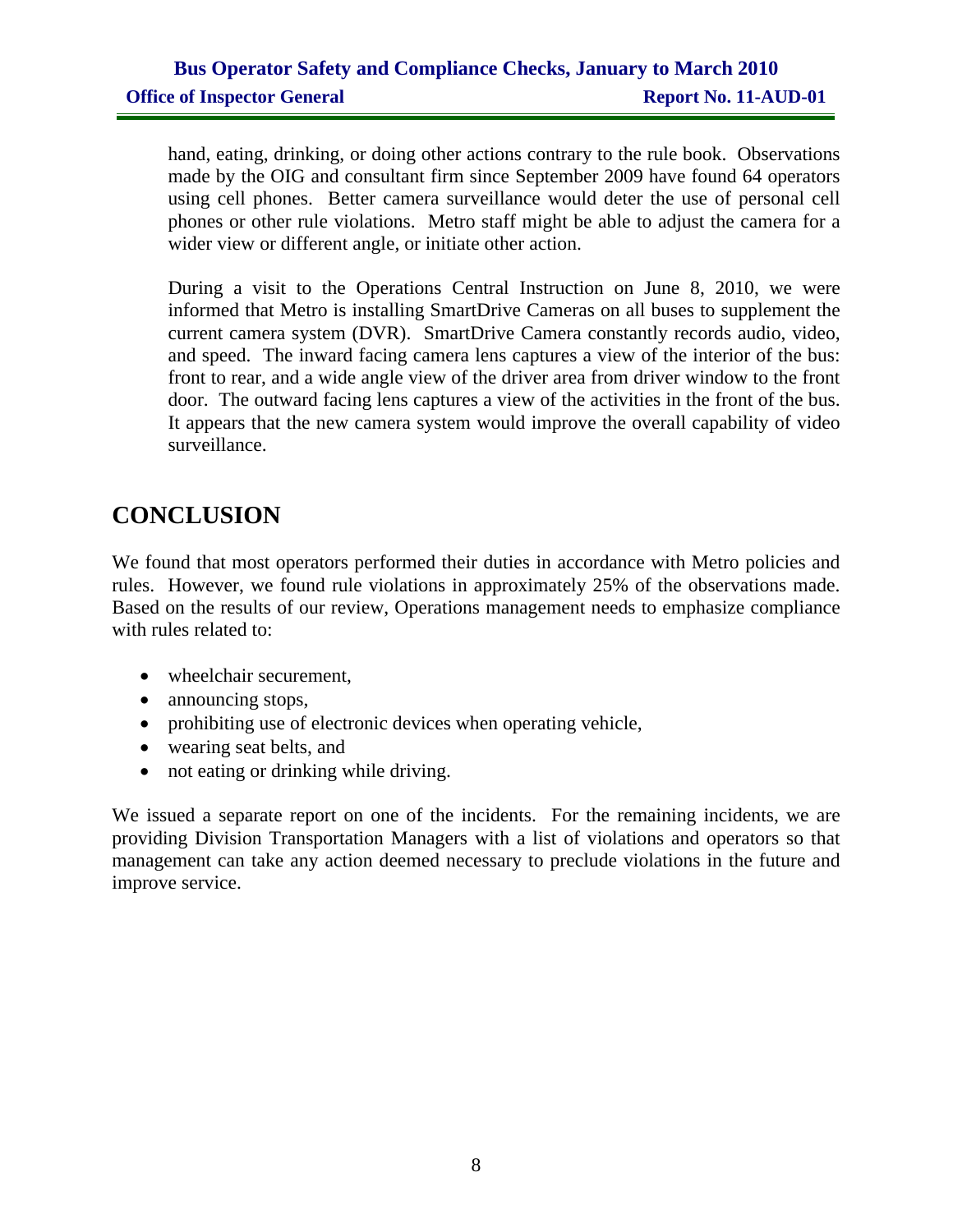hand, eating, drinking, or doing other actions contrary to the rule book. Observations made by the OIG and consultant firm since September 2009 have found 64 operators using cell phones. Better camera surveillance would deter the use of personal cell phones or other rule violations. Metro staff might be able to adjust the camera for a wider view or different angle, or initiate other action.

During a visit to the Operations Central Instruction on June 8, 2010, we were informed that Metro is installing SmartDrive Cameras on all buses to supplement the current camera system (DVR). SmartDrive Camera constantly records audio, video, and speed. The inward facing camera lens captures a view of the interior of the bus: front to rear, and a wide angle view of the driver area from driver window to the front door. The outward facing lens captures a view of the activities in the front of the bus. It appears that the new camera system would improve the overall capability of video surveillance.

# CONCLUSION

We found that most operators performed their duties in accordance with Metro policies and rules. However, we found rule violations in approximately 25% of the observations made. Based on the results of our review, Operations management needs to emphasize compliance with rules related to:

- wheelchair securement,
- announcing stops,
- prohibiting use of electronic devices when operating vehicle,
- wearing seat belts, and
- not eating or drinking while driving.

We issued a separate report on one of the incidents. For the remaining incidents, we are providing Division Transportation Managers with a list of violations and operators so that management can take any action deemed necessary to preclude violations in the future and improve service.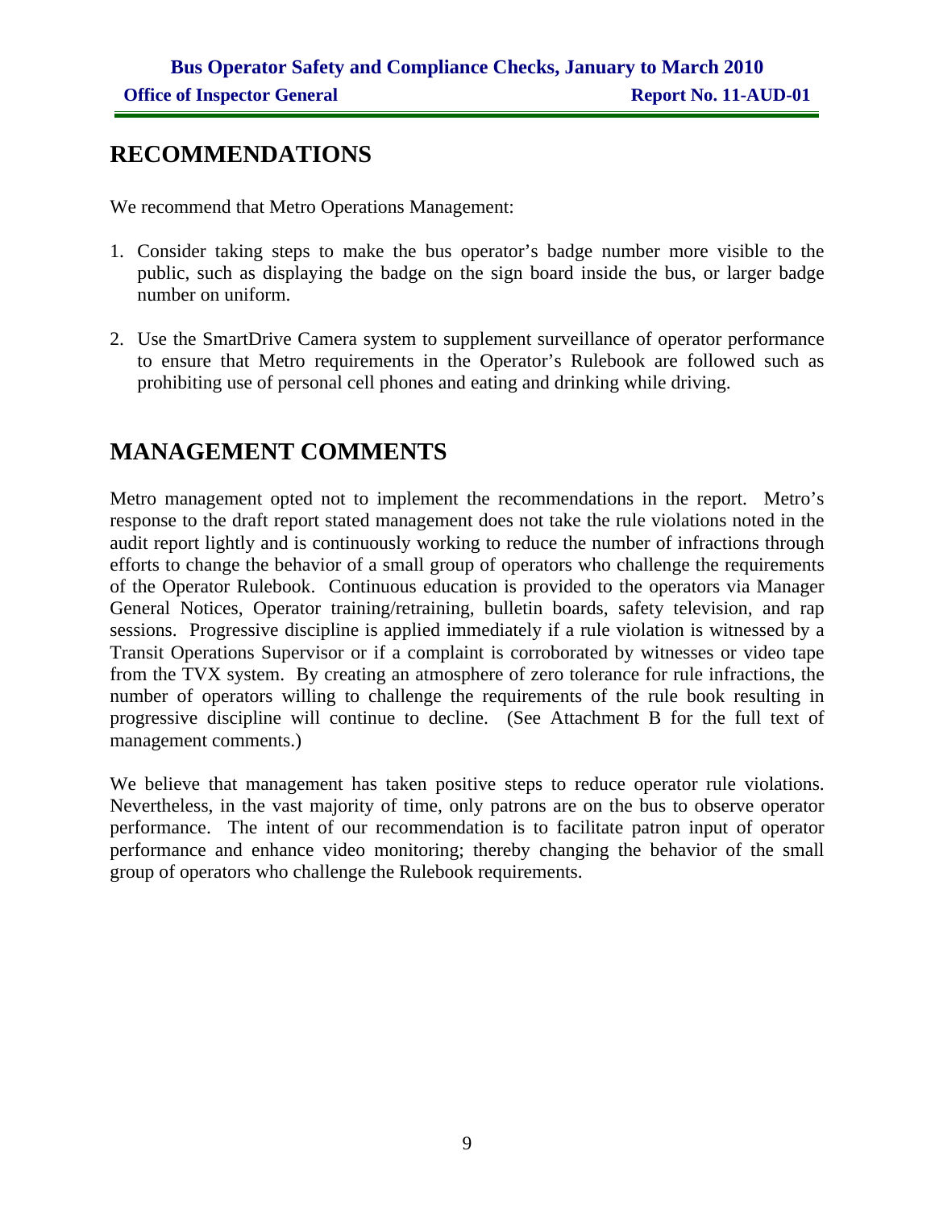## RECOMMENDATIONS

We recommend that Metro Operations Management:

1. Consider taking steps to make the bus operator's badge number more visible to the public, such as displaying the badge on the sign board inside the bus, or larger badge number on uniform.

2. Use the SmartDrive Camera system to supplement surveillance of operator performance to ensure that Metro requirements in the Operator's Rulebook are followed such as prohibiting use of personal cell phones and eating and drinking while driving.

## MANAGEMENT COMMENTS

Metro management opted not to implement the recommendations in the report. Metro's response to the draft report stated management does not take the rule violations noted in the audit report lightly and is continuously working to reduce the number of infractions through efforts to change the behavior of a small group of operators who challenge the requirements of the Operator Rulebook. Continuous education is provided to the operators via Manager General Notices, Operator training/retraining, bulletin boards, safety television, and rap sessions. Progressive discipline is applied immediately if a rule violation is witnessed by a Transit Operations Supervisor or if a complaint is corroborated by witnesses or video tape from the TVX system. By creating an atmosphere of zero tolerance for rule infractions, the number of operators willing to challenge the requirements of the rule book resulting in progressive discipline will continue to decline. (See Attachment B for the full text of management comments.)

We believe that management has taken positive steps to reduce operator rule violations. Nevertheless, in the vast majority of time, only patrons are on the bus to observe operator performance. The intent of our recommendation is to facilitate patron input of operator performance and enhance video monitoring; thereby changing the behavior of the small group of operators who challenge the Rulebook requirements.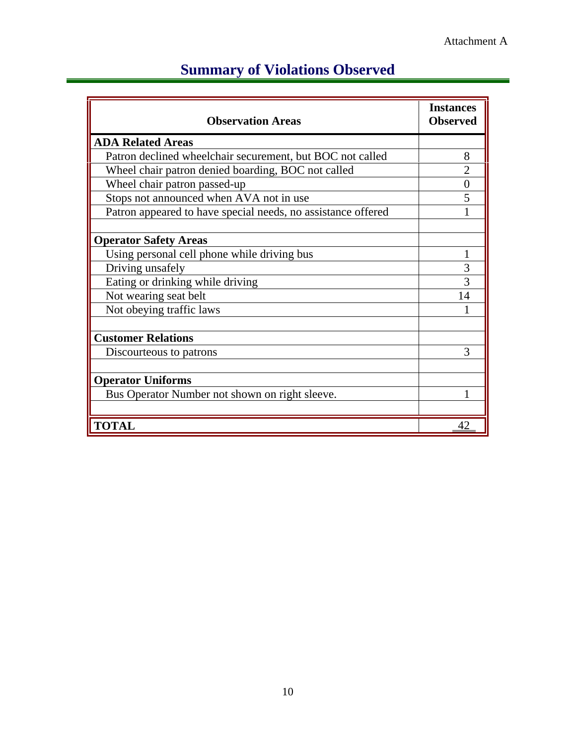Attachment A

# Summary of Violations Observed

| Observation Areas | Instances Observed |
|---|---|
| **ADA Related Areas** | |
| Patron declined wheelchair securement, but BOC not called | 8 |
| Wheel chair patron denied boarding, BOC not called | 2 |
| Wheel chair patron passed-up | 0 |
| Stops not announced when AVA not in use | 5 |
| Patron appeared to have special needs, no assistance offered | 1 |
| | |
| **Operator Safety Areas** | |
| Using personal cell phone while driving bus | 1 |
| Driving unsafely | 3 |
| Eating or drinking while driving | 3 |
| Not wearing seat belt | 14 |
| Not obeying traffic laws | 1 |
| | |
| **Customer Relations** | |
| Discourteous to patrons | 3 |
| | |
| **Operator Uniforms** | |
| Bus Operator Number not shown on right sleeve. | 1 |
| | |
| **TOTAL** | 42 |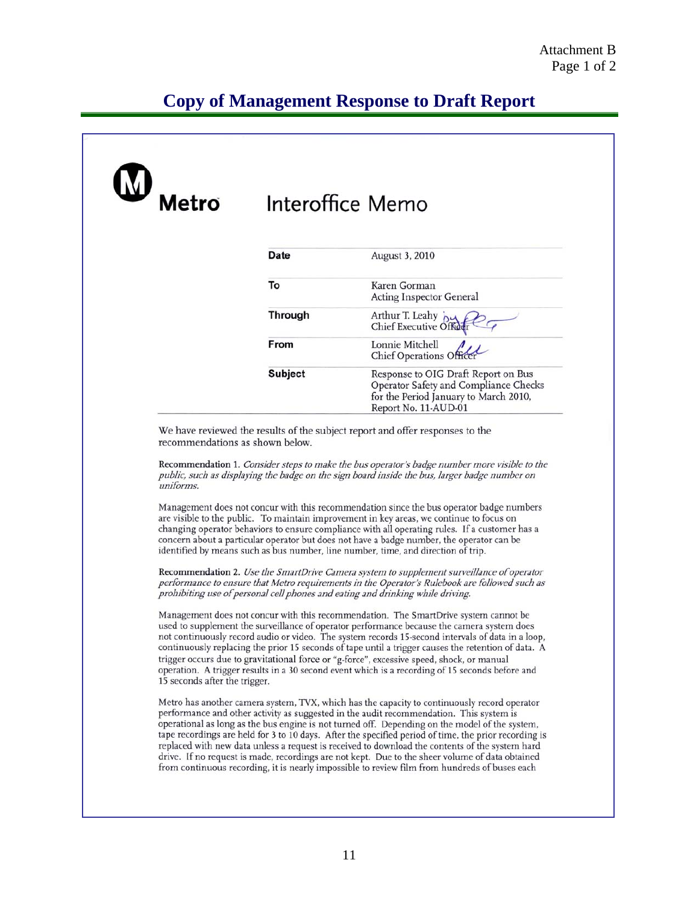Attachment B
Page 1 of 2

# Copy of Management Response to Draft Report

**Metro** — Interoffice Memo

| | |
|---|---|
| **Date** | August 3, 2010 |
| **To** | Karen Gorman<br>Acting Inspector General |
| **Through** | Arthur T. Leahy<br>Chief Executive Officer |
| **From** | Lonnie Mitchell<br>Chief Operations Officer |
| **Subject** | Response to OIG Draft Report on Bus Operator Safety and Compliance Checks for the Period January to March 2010, Report No. 11-AUD-01 |

We have reviewed the results of the subject report and offer responses to the recommendations as shown below.

Recommendation 1. *Consider steps to make the bus operator's badge number more visible to the public, such as displaying the badge on the sign board inside the bus, larger badge number on uniforms.*

Management does not concur with this recommendation since the bus operator badge numbers are visible to the public. To maintain improvement in key areas, we continue to focus on changing operator behaviors to ensure compliance with all operating rules. If a customer has a concern about a particular operator but does not have a badge number, the operator can be identified by means such as bus number, line number, time, and direction of trip.

Recommendation 2. *Use the SmartDrive Camera system to supplement surveillance of operator performance to ensure that Metro requirements in the Operator's Rulebook are followed such as prohibiting use of personal cell phones and eating and drinking while driving.*

Management does not concur with this recommendation. The SmartDrive system cannot be used to supplement the surveillance of operator performance because the camera system does not continuously record audio or video. The system records 15-second intervals of data in a loop, continuously replacing the prior 15 seconds of tape until a trigger causes the retention of data. A trigger occurs due to gravitational force or "g-force", excessive speed, shock, or manual operation. A trigger results in a 30 second event which is a recording of 15 seconds before and 15 seconds after the trigger.

Metro has another camera system, TVX, which has the capacity to continuously record operator performance and other activity as suggested in the audit recommendation. This system is operational as long as the bus engine is not turned off. Depending on the model of the system, tape recordings are held for 3 to 10 days. After the specified period of time, the prior recording is replaced with new data unless a request is received to download the contents of the system hard drive. If no request is made, recordings are not kept. Due to the sheer volume of data obtained from continuous recording, it is nearly impossible to review film from hundreds of buses each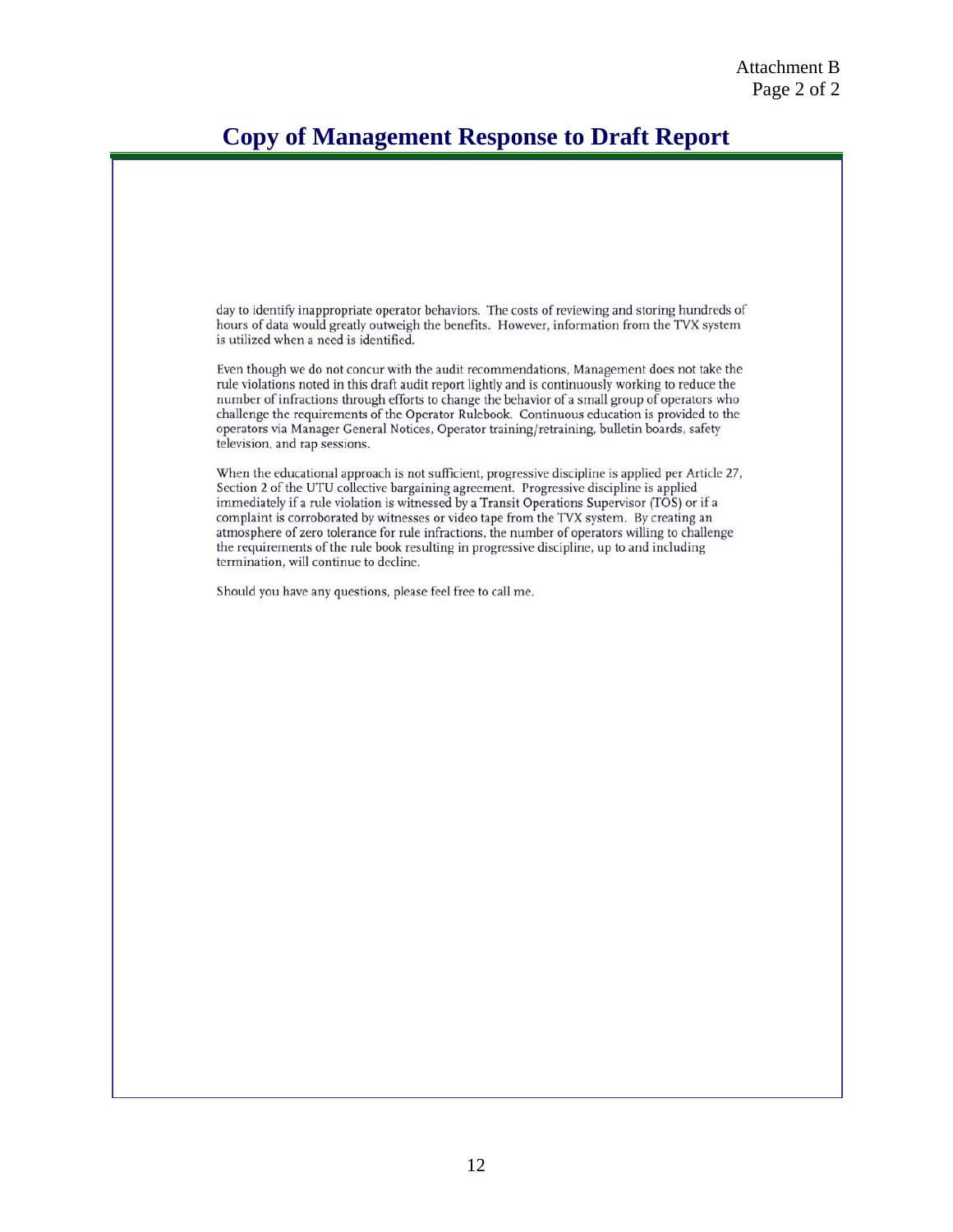# Copy of Management Response to Draft Report

day to identify inappropriate operator behaviors. The costs of reviewing and storing hundreds of hours of data would greatly outweigh the benefits. However, information from the TVX system is utilized when a need is identified.

Even though we do not concur with the audit recommendations, Management does not take the rule violations noted in this draft audit report lightly and is continuously working to reduce the number of infractions through efforts to change the behavior of a small group of operators who challenge the requirements of the Operator Rulebook. Continuous education is provided to the operators via Manager General Notices, Operator training/retraining, bulletin boards, safety television, and rap sessions.

When the educational approach is not sufficient, progressive discipline is applied per Article 27, Section 2 of the UTU collective bargaining agreement. Progressive discipline is applied immediately if a rule violation is witnessed by a Transit Operations Supervisor (TOS) or if a complaint is corroborated by witnesses or video tape from the TVX system. By creating an atmosphere of zero tolerance for rule infractions, the number of operators willing to challenge the requirements of the rule book resulting in progressive discipline, up to and including termination, will continue to decline.

Should you have any questions, please feel free to call me.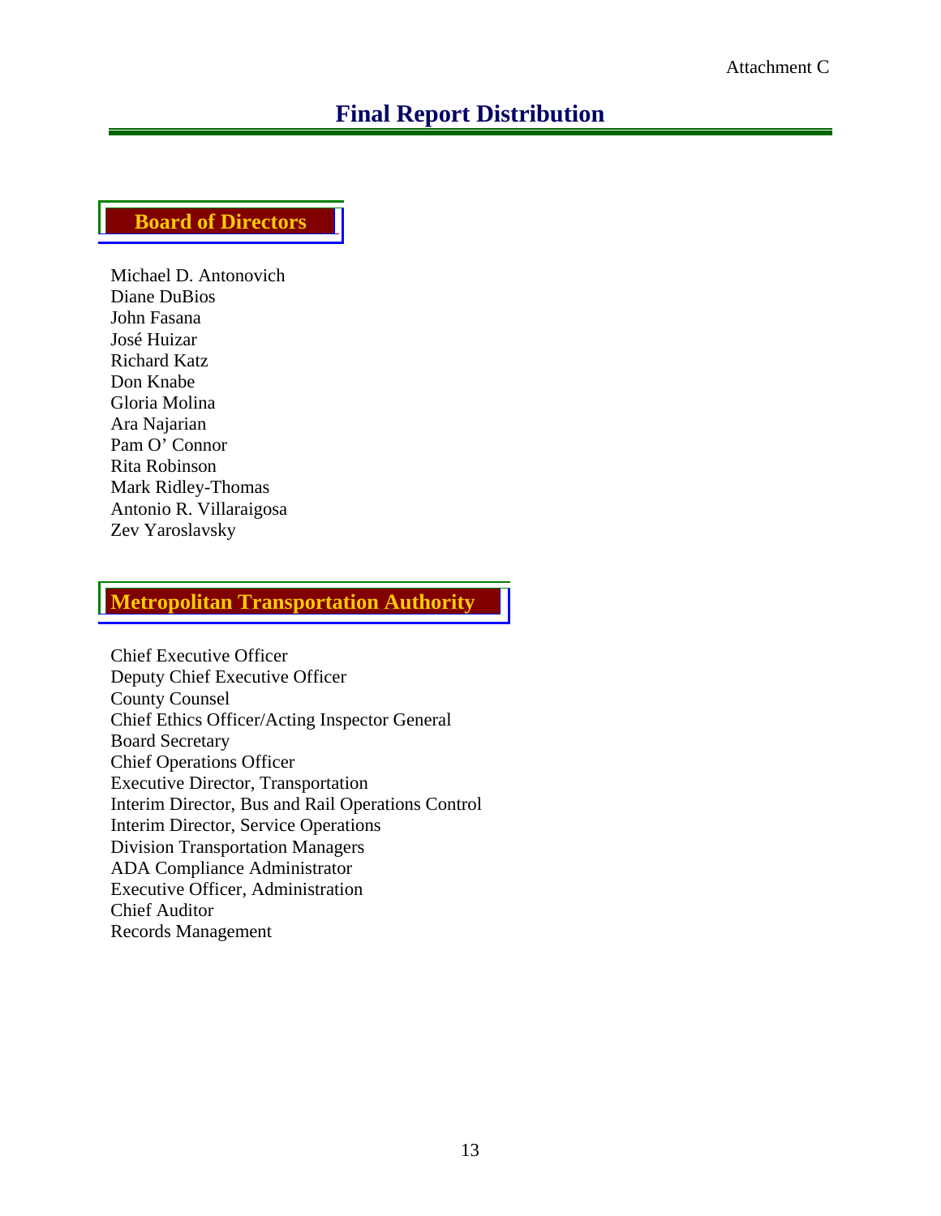Attachment C

# Final Report Distribution

## Board of Directors

Michael D. Antonovich
Diane DuBios
John Fasana
José Huizar
Richard Katz
Don Knabe
Gloria Molina
Ara Najarian
Pam O' Connor
Rita Robinson
Mark Ridley-Thomas
Antonio R. Villaraigosa
Zev Yaroslavsky

## Metropolitan Transportation Authority

Chief Executive Officer
Deputy Chief Executive Officer
County Counsel
Chief Ethics Officer/Acting Inspector General
Board Secretary
Chief Operations Officer
Executive Director, Transportation
Interim Director, Bus and Rail Operations Control
Interim Director, Service Operations
Division Transportation Managers
ADA Compliance Administrator
Executive Officer, Administration
Chief Auditor
Records Management